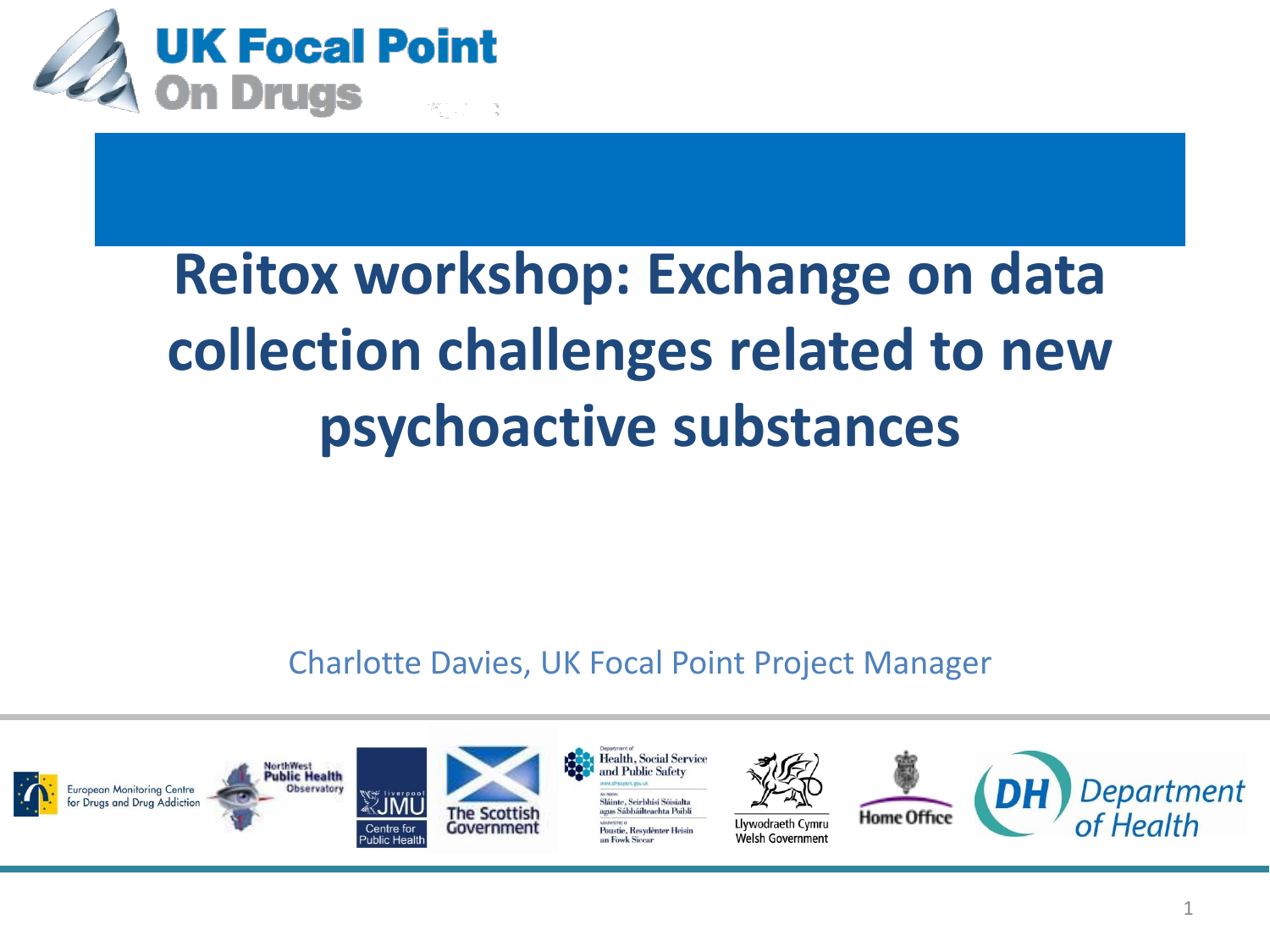UK Focal Point On Drugs

# Reitox workshop: Exchange on data collection challenges related to new psychoactive substances

Charlotte Davies, UK Focal Point Project Manager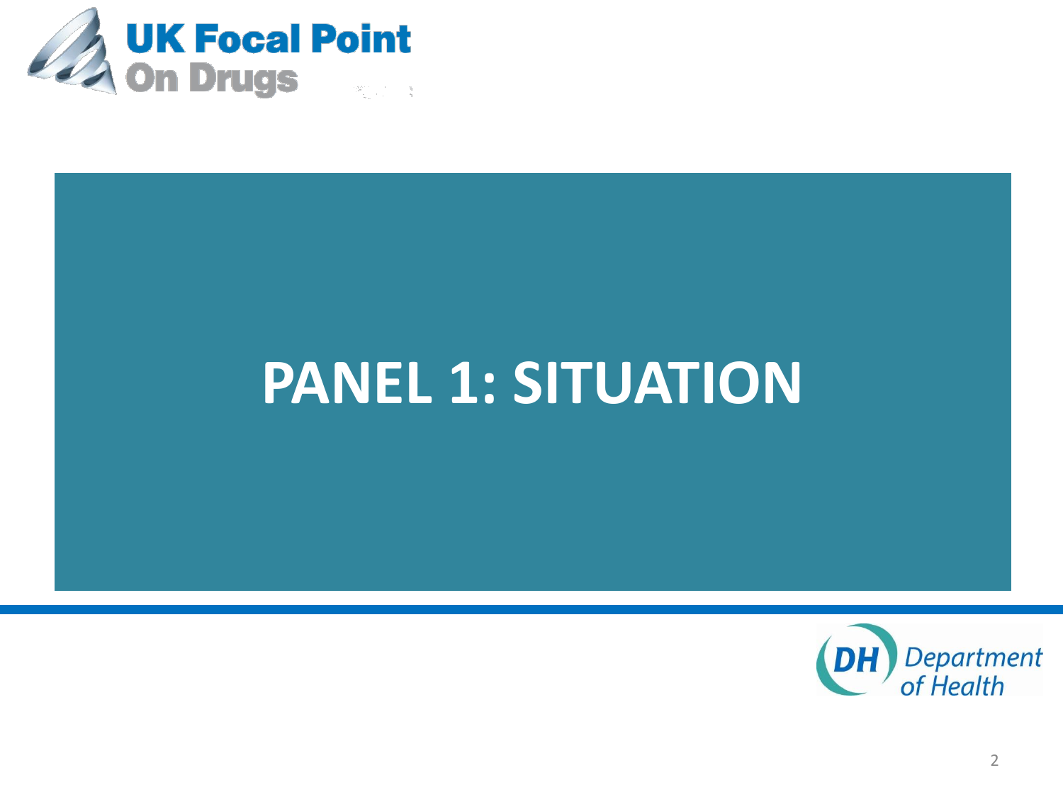# PANEL 1: SITUATION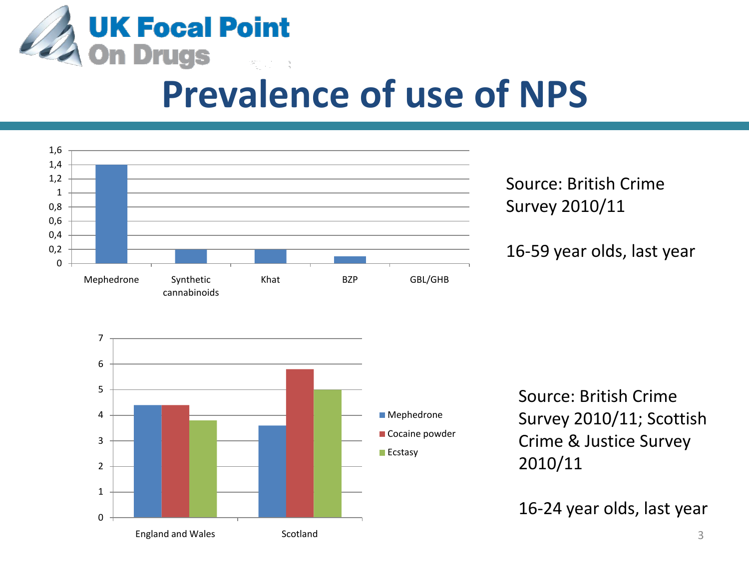# Prevalence of use of NPS

| | Mephedrone | Synthetic cannabinoids | Khat | BZP | GBL/GHB |
|---|---|---|---|---|---|
| % | 1,4 | 0,2 | 0,2 | 0,1 | 0 |

Source: British Crime Survey 2010/11

16-59 year olds, last year

| | Mephedrone | Cocaine powder | Ecstasy |
|---|---|---|---|
| England and Wales | 4,4 | 4,4 | 3,8 |
| Scotland | 3,6 | 5,8 | 5 |

Source: British Crime Survey 2010/11; Scottish Crime & Justice Survey 2010/11

16-24 year olds, last year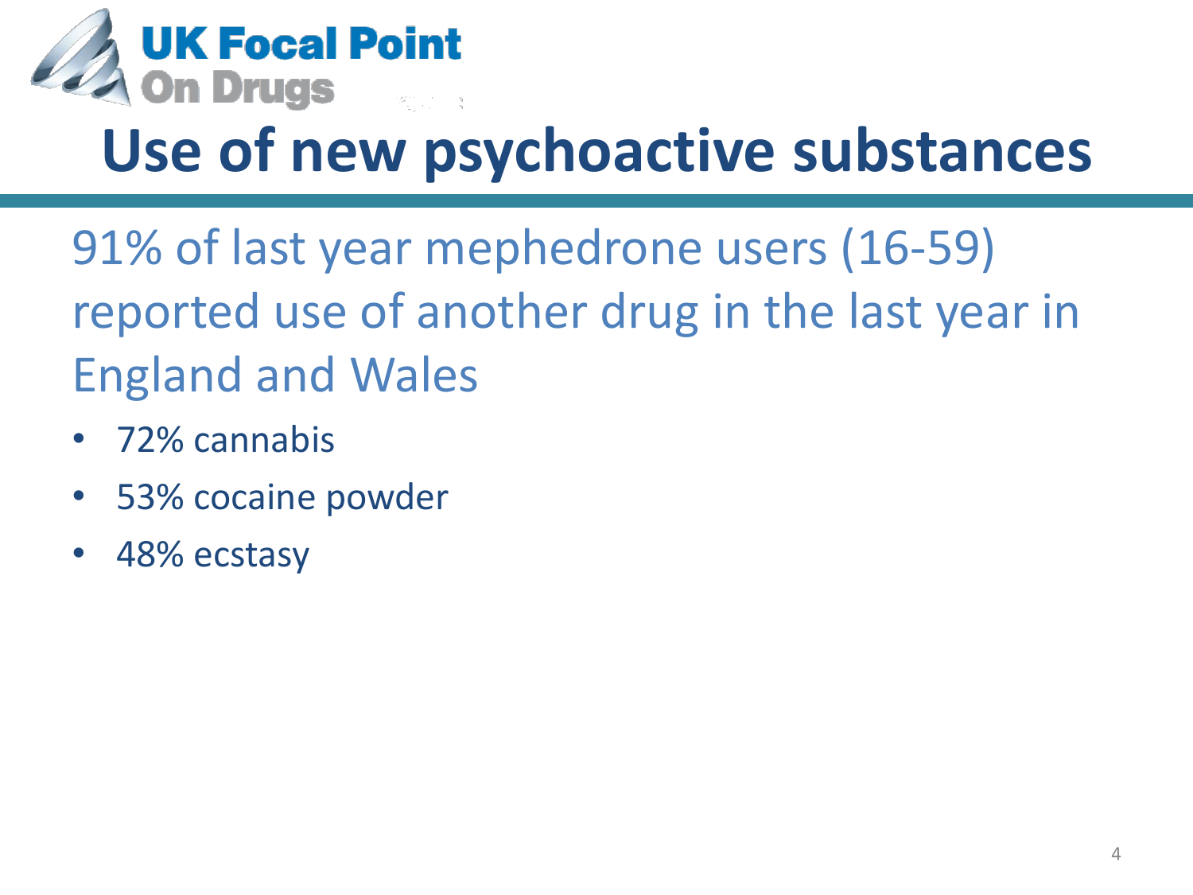# Use of new psychoactive substances

91% of last year mephedrone users (16-59) reported use of another drug in the last year in England and Wales

- 72% cannabis
- 53% cocaine powder
- 48% ecstasy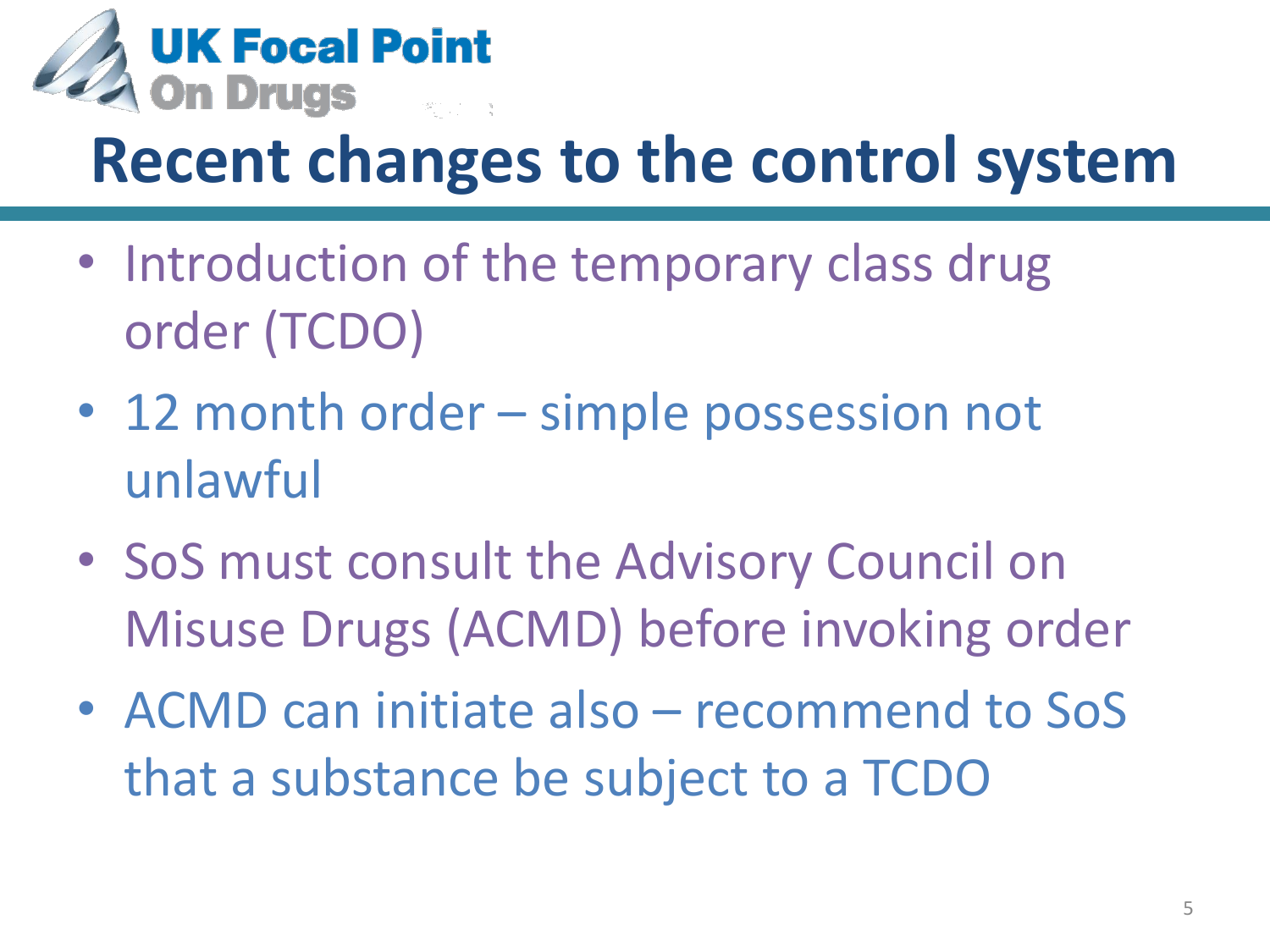# Recent changes to the control system

- Introduction of the temporary class drug order (TCDO)
- 12 month order – simple possession not unlawful
- SoS must consult the Advisory Council on Misuse Drugs (ACMD) before invoking order
- ACMD can initiate also – recommend to SoS that a substance be subject to a TCDO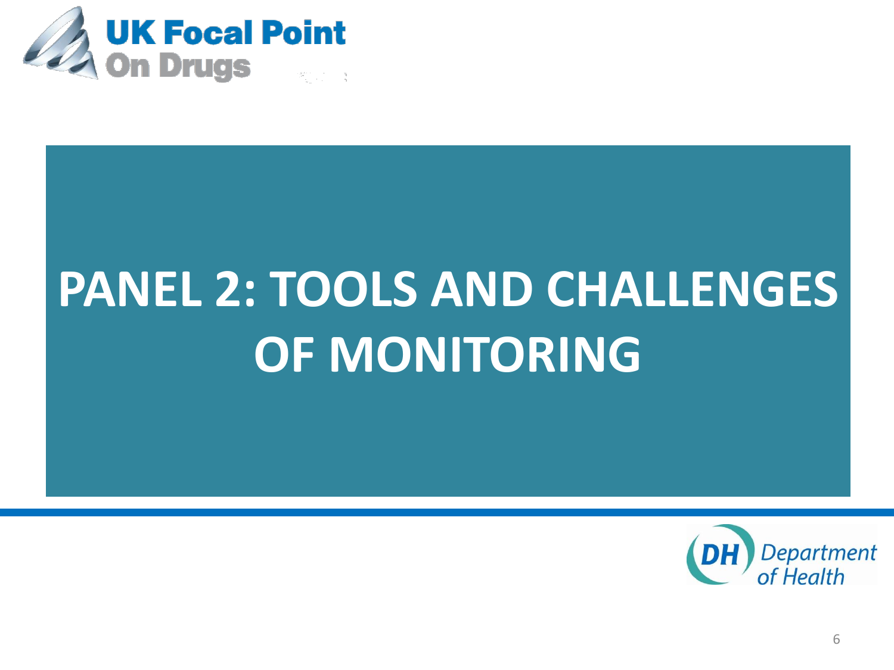UK Focal Point On Drugs

# PANEL 2: TOOLS AND CHALLENGES OF MONITORING

DH Department of Health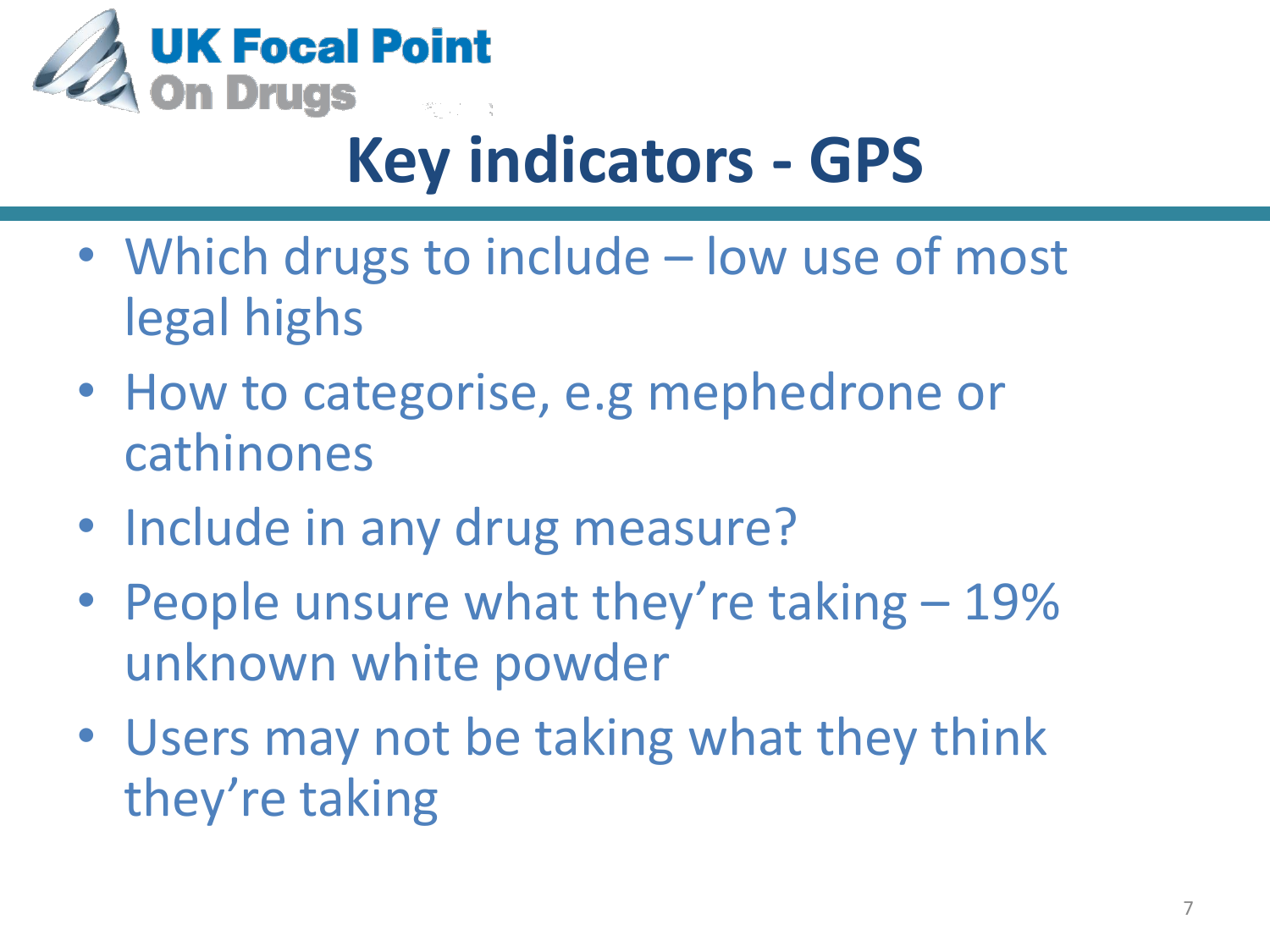# Key indicators - GPS

- Which drugs to include – low use of most legal highs
- How to categorise, e.g mephedrone or cathinones
- Include in any drug measure?
- People unsure what they're taking – 19% unknown white powder
- Users may not be taking what they think they're taking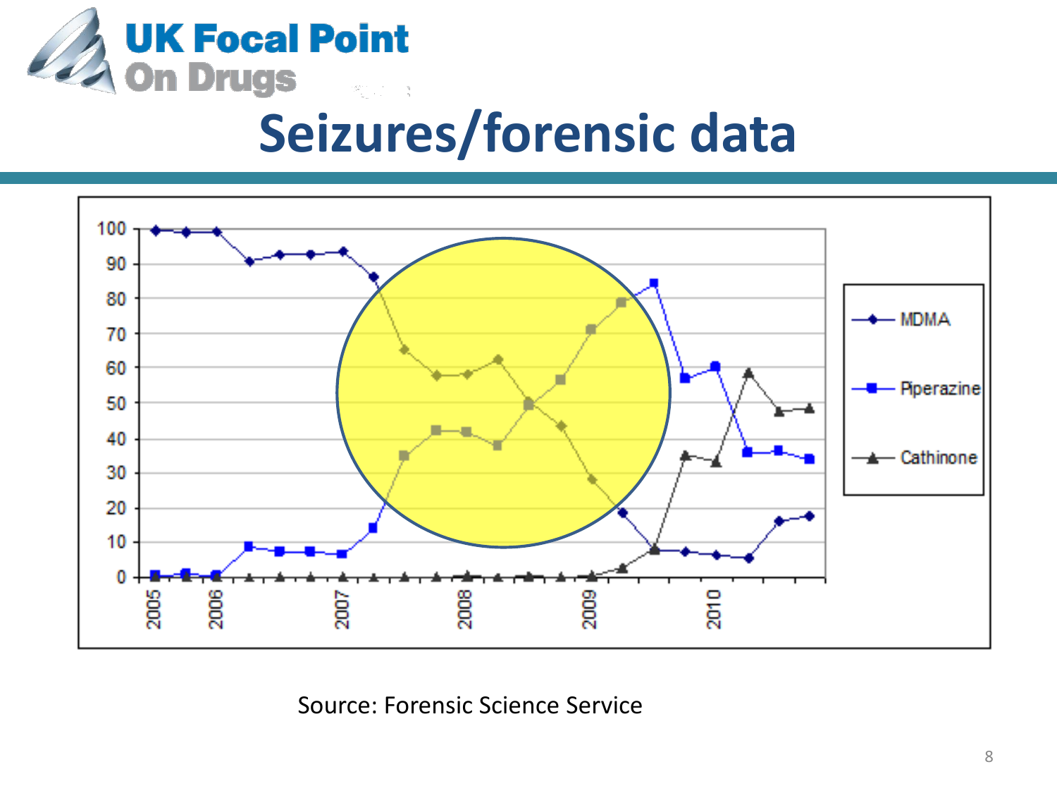# Seizures/forensic data

Source: Forensic Science Service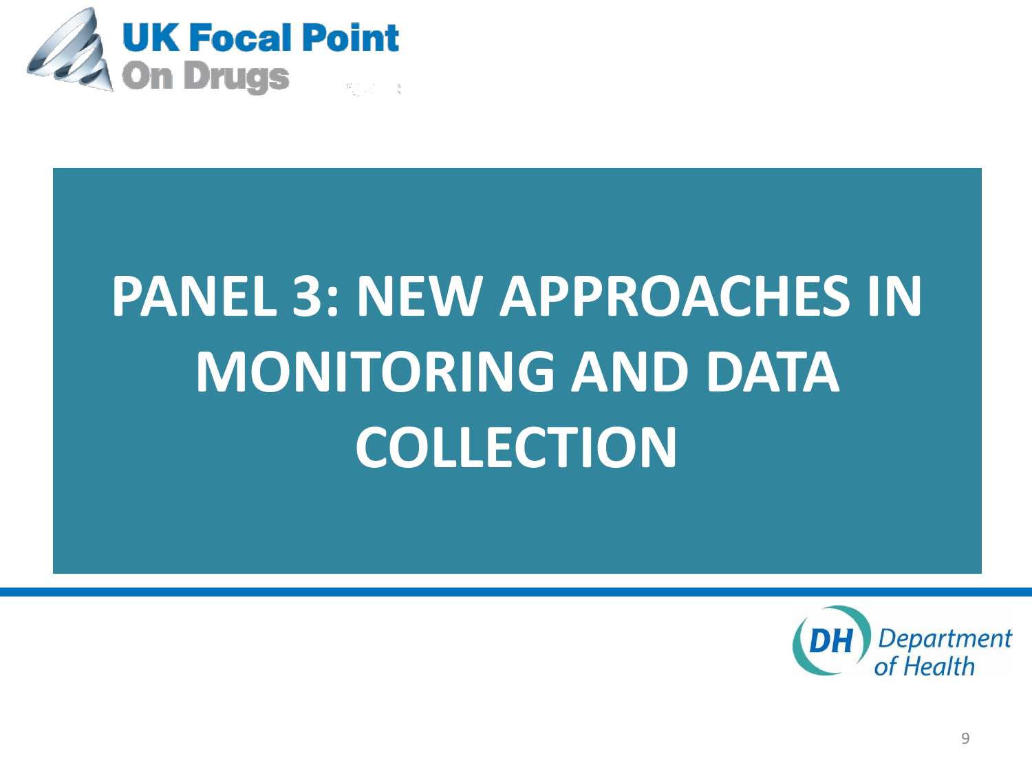UK Focal Point On Drugs

# PANEL 3: NEW APPROACHES IN MONITORING AND DATA COLLECTION

DH Department of Health